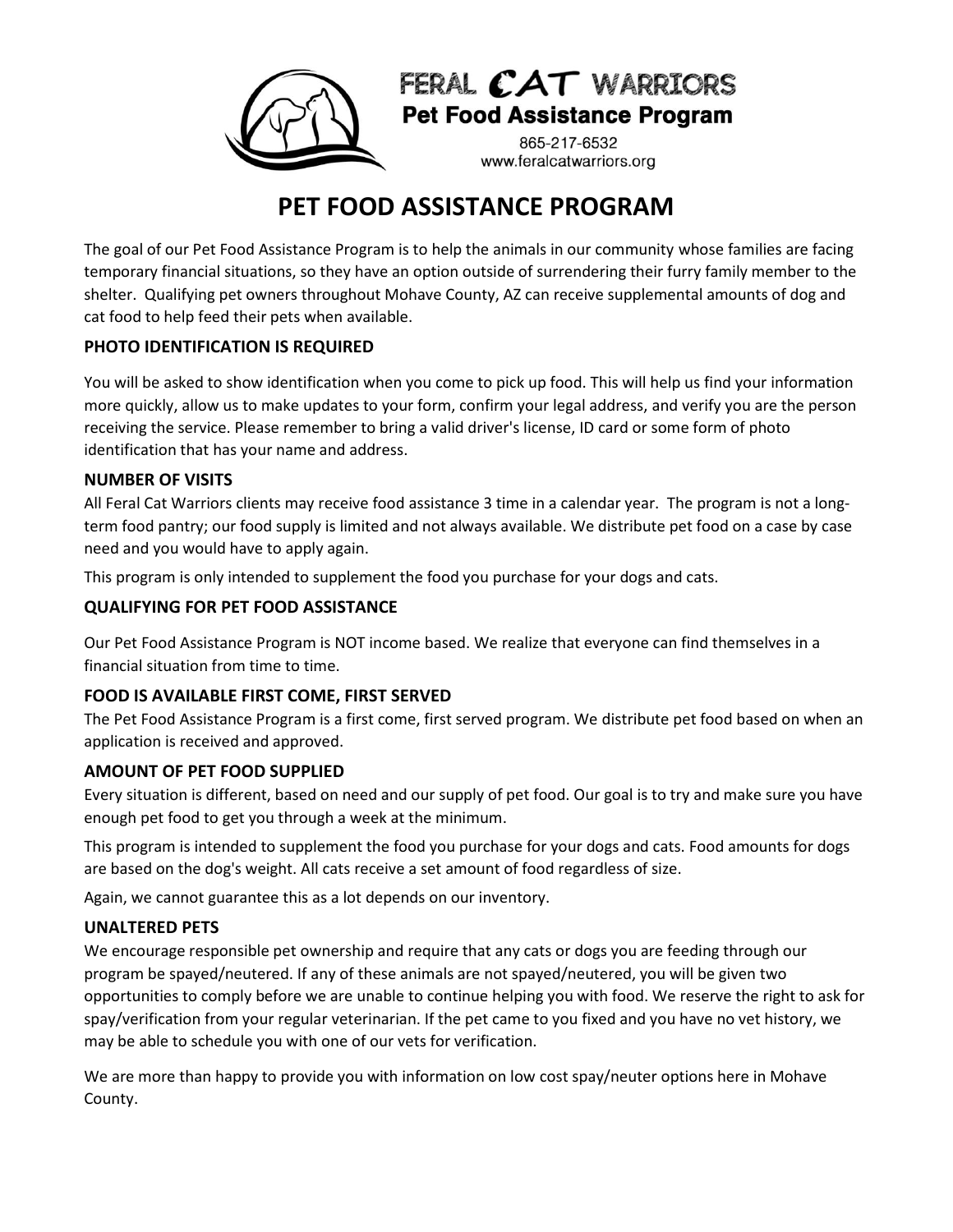FERAL CAT WARRIORS
**Pet Food Assistance Program**
865-217-6532
www.feralcatwarriors.org

# PET FOOD ASSISTANCE PROGRAM

The goal of our Pet Food Assistance Program is to help the animals in our community whose families are facing temporary financial situations, so they have an option outside of surrendering their furry family member to the shelter. Qualifying pet owners throughout Mohave County, AZ can receive supplemental amounts of dog and cat food to help feed their pets when available.

### PHOTO IDENTIFICATION IS REQUIRED

You will be asked to show identification when you come to pick up food. This will help us find your information more quickly, allow us to make updates to your form, confirm your legal address, and verify you are the person receiving the service. Please remember to bring a valid driver's license, ID card or some form of photo identification that has your name and address.

### NUMBER OF VISITS

All Feral Cat Warriors clients may receive food assistance 3 time in a calendar year. The program is not a long-term food pantry; our food supply is limited and not always available. We distribute pet food on a case by case need and you would have to apply again.

This program is only intended to supplement the food you purchase for your dogs and cats.

### QUALIFYING FOR PET FOOD ASSISTANCE

Our Pet Food Assistance Program is NOT income based. We realize that everyone can find themselves in a financial situation from time to time.

### FOOD IS AVAILABLE FIRST COME, FIRST SERVED

The Pet Food Assistance Program is a first come, first served program. We distribute pet food based on when an application is received and approved.

### AMOUNT OF PET FOOD SUPPLIED

Every situation is different, based on need and our supply of pet food. Our goal is to try and make sure you have enough pet food to get you through a week at the minimum.

This program is intended to supplement the food you purchase for your dogs and cats. Food amounts for dogs are based on the dog's weight. All cats receive a set amount of food regardless of size.

Again, we cannot guarantee this as a lot depends on our inventory.

### UNALTERED PETS

We encourage responsible pet ownership and require that any cats or dogs you are feeding through our program be spayed/neutered. If any of these animals are not spayed/neutered, you will be given two opportunities to comply before we are unable to continue helping you with food. We reserve the right to ask for spay/verification from your regular veterinarian. If the pet came to you fixed and you have no vet history, we may be able to schedule you with one of our vets for verification.

We are more than happy to provide you with information on low cost spay/neuter options here in Mohave County.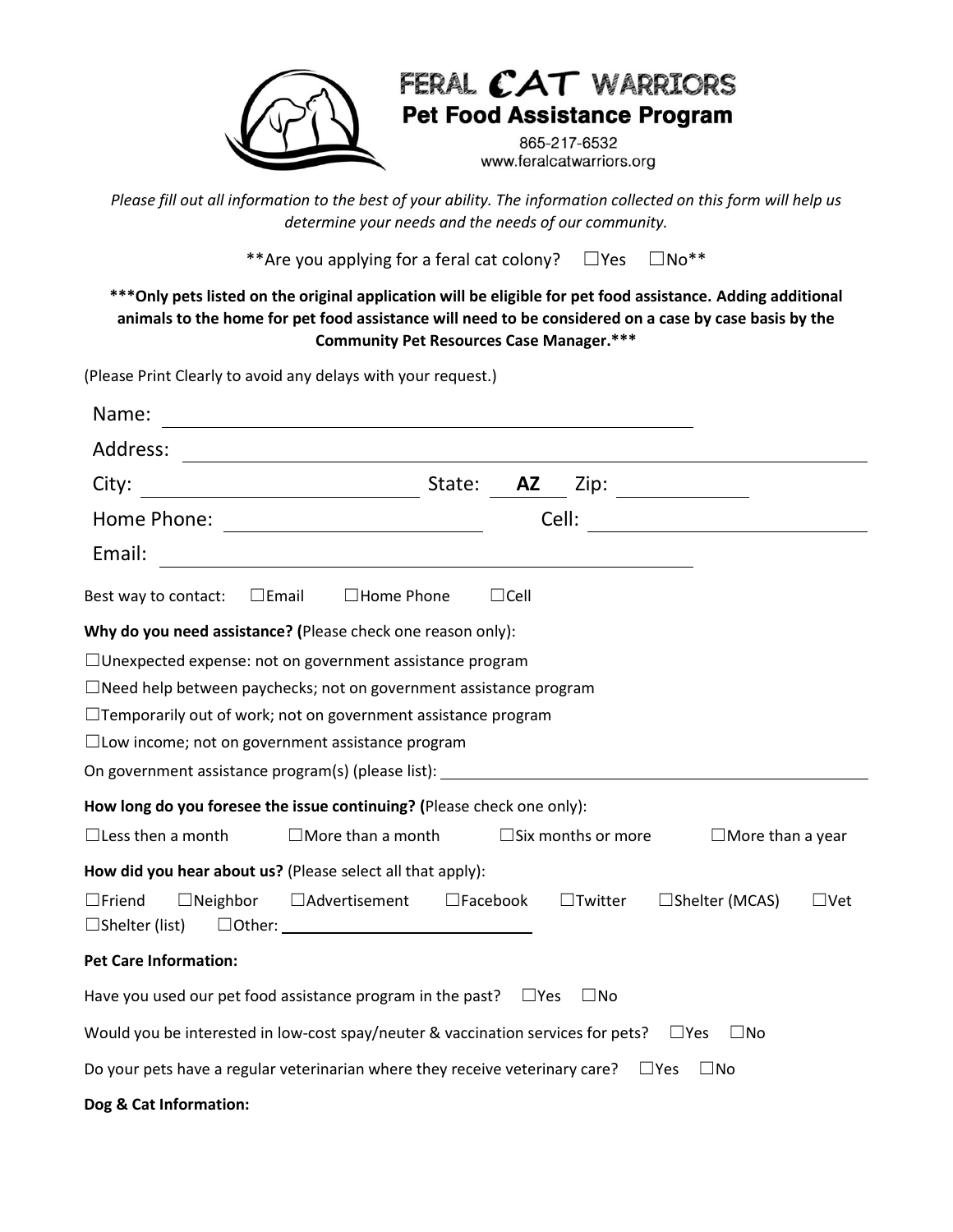# FERAL CAT WARRIORS

## Pet Food Assistance Program

865-217-6532
www.feralcatwarriors.org

*Please fill out all information to the best of your ability. The information collected on this form will help us determine your needs and the needs of our community.*

**Are you applying for a feral cat colony? ☐Yes ☐No**

**\*\*\*Only pets listed on the original application will be eligible for pet food assistance. Adding additional animals to the home for pet food assistance will need to be considered on a case by case basis by the Community Pet Resources Case Manager.\*\*\***

(Please Print Clearly to avoid any delays with your request.)

Name: ______________________________

Address: ______________________________

City: ______________ State: **AZ** Zip: __________

Home Phone: ______________ Cell: ______________

Email: ______________________________

Best way to contact: ☐Email ☐Home Phone ☐Cell

**Why do you need assistance? (**Please check one reason only):

☐Unexpected expense: not on government assistance program

☐Need help between paychecks; not on government assistance program

☐Temporarily out of work; not on government assistance program

☐Low income; not on government assistance program

On government assistance program(s) (please list): ______________________________

**How long do you foresee the issue continuing? (**Please check one only):

☐Less then a month ☐More than a month ☐Six months or more ☐More than a year

**How did you hear about us?** (Please select all that apply):

☐Friend ☐Neighbor ☐Advertisement ☐Facebook ☐Twitter ☐Shelter (MCAS) ☐Vet ☐Shelter (list) ☐Other: ______________

**Pet Care Information:**

Have you used our pet food assistance program in the past? ☐Yes ☐No

Would you be interested in low-cost spay/neuter & vaccination services for pets? ☐Yes ☐No

Do your pets have a regular veterinarian where they receive veterinary care? ☐Yes ☐No

**Dog & Cat Information:**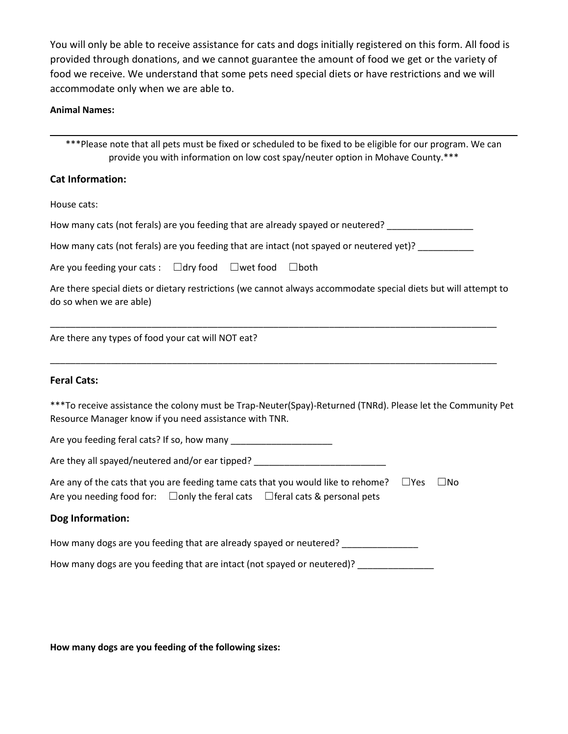You will only be able to receive assistance for cats and dogs initially registered on this form. All food is provided through donations, and we cannot guarantee the amount of food we get or the variety of food we receive. We understand that some pets need special diets or have restrictions and we will accommodate only when we are able to.

**Animal Names:**

---

***Please note that all pets must be fixed or scheduled to be fixed to be eligible for our program. We can provide you with information on low cost spay/neuter option in Mohave County.***

### Cat Information:

House cats:

How many cats (not ferals) are you feeding that are already spayed or neutered? _________________

How many cats (not ferals) are you feeding that are intact (not spayed or neutered yet)? ___________

Are you feeding your cats : ☐dry food ☐wet food ☐both

Are there special diets or dietary restrictions (we cannot always accommodate special diets but will attempt to do so when we are able)

_____________________________________________________________________________________________

Are there any types of food your cat will NOT eat?

_____________________________________________________________________________________________

### Feral Cats:

***To receive assistance the colony must be Trap-Neuter(Spay)-Returned (TNRd). Please let the Community Pet Resource Manager know if you need assistance with TNR.

Are you feeding feral cats? If so, how many ____________________

Are they all spayed/neutered and/or ear tipped? __________________________

Are any of the cats that you are feeding tame cats that you would like to rehome? ☐Yes ☐No

Are you needing food for: ☐only the feral cats ☐feral cats & personal pets

### Dog Information:

How many dogs are you feeding that are already spayed or neutered? _______________

How many dogs are you feeding that are intact (not spayed or neutered)? _______________

**How many dogs are you feeding of the following sizes:**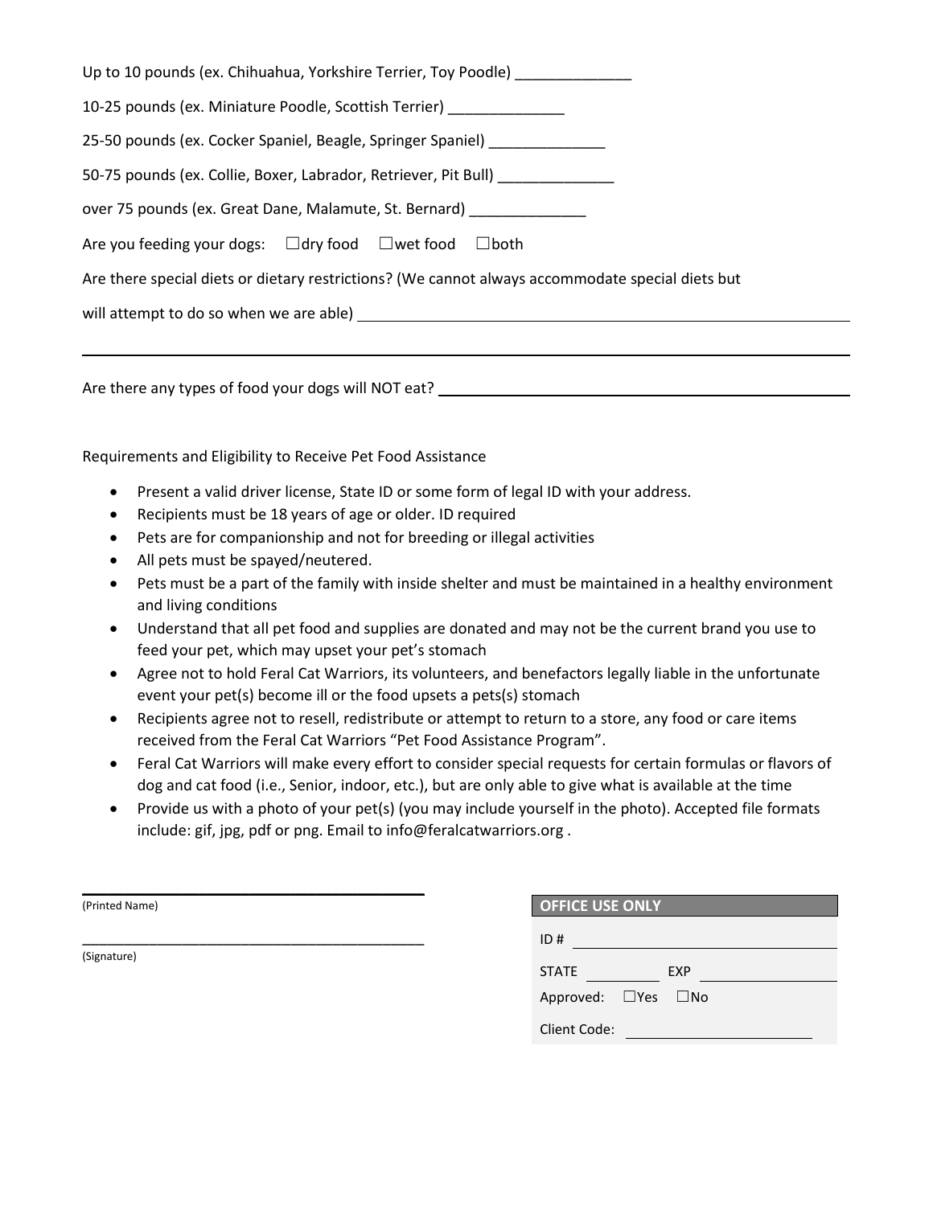Up to 10 pounds (ex. Chihuahua, Yorkshire Terrier, Toy Poodle) ______________

10-25 pounds (ex. Miniature Poodle, Scottish Terrier) ______________

25-50 pounds (ex. Cocker Spaniel, Beagle, Springer Spaniel) ______________

50-75 pounds (ex. Collie, Boxer, Labrador, Retriever, Pit Bull) ______________

over 75 pounds (ex. Great Dane, Malamute, St. Bernard) ______________

Are you feeding your dogs: ☐dry food ☐wet food ☐both

Are there special diets or dietary restrictions? (We cannot always accommodate special diets but will attempt to do so when we are able) ________________________________________

________________________________________________________________________

Are there any types of food your dogs will NOT eat? ________________________________

Requirements and Eligibility to Receive Pet Food Assistance

- Present a valid driver license, State ID or some form of legal ID with your address.
- Recipients must be 18 years of age or older. ID required
- Pets are for companionship and not for breeding or illegal activities
- All pets must be spayed/neutered.
- Pets must be a part of the family with inside shelter and must be maintained in a healthy environment and living conditions
- Understand that all pet food and supplies are donated and may not be the current brand you use to feed your pet, which may upset your pet's stomach
- Agree not to hold Feral Cat Warriors, its volunteers, and benefactors legally liable in the unfortunate event your pet(s) become ill or the food upsets a pets(s) stomach
- Recipients agree not to resell, redistribute or attempt to return to a store, any food or care items received from the Feral Cat Warriors "Pet Food Assistance Program".
- Feral Cat Warriors will make every effort to consider special requests for certain formulas or flavors of dog and cat food (i.e., Senior, indoor, etc.), but are only able to give what is available at the time
- Provide us with a photo of your pet(s) (you may include yourself in the photo). Accepted file formats include: gif, jpg, pdf or png. Email to info@feralcatwarriors.org .

________________________________________

(Printed Name)

________________________________________

(Signature)

**OFFICE USE ONLY**

ID # ______________________

STATE __________ EXP ______________

Approved: ☐Yes ☐No

Client Code: ______________________